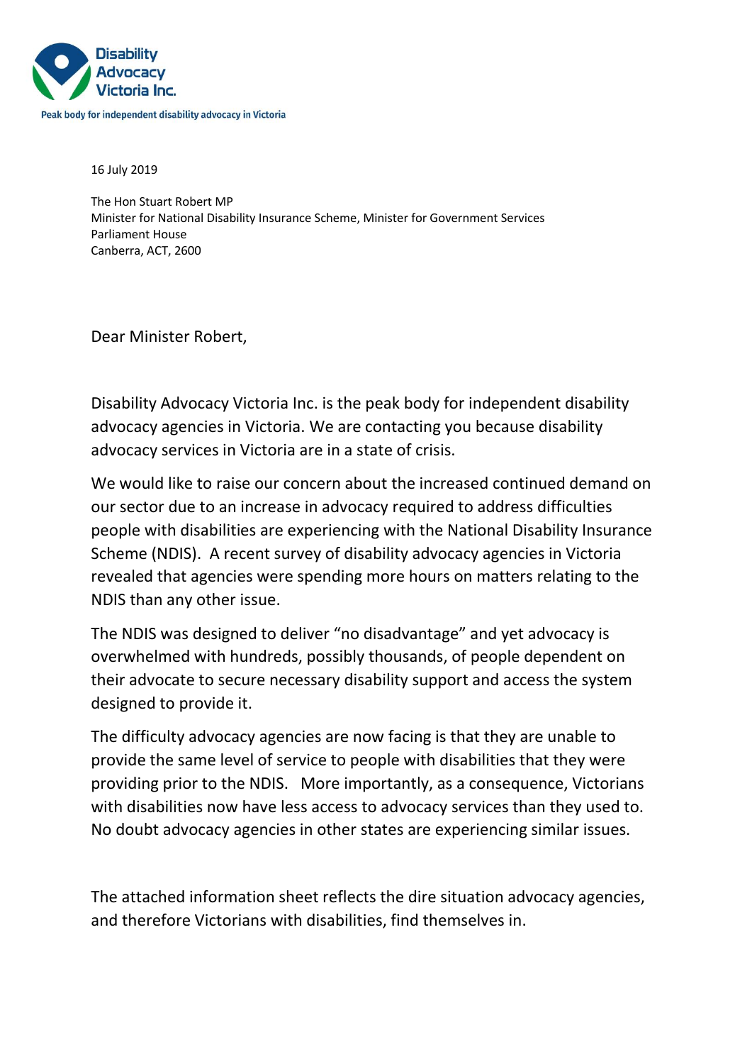Disability Advocacy Victoria Inc.

Peak body for independent disability advocacy in Victoria

16 July 2019

The Hon Stuart Robert MP
Minister for National Disability Insurance Scheme, Minister for Government Services
Parliament House
Canberra, ACT, 2600

Dear Minister Robert,

Disability Advocacy Victoria Inc. is the peak body for independent disability advocacy agencies in Victoria. We are contacting you because disability advocacy services in Victoria are in a state of crisis.

We would like to raise our concern about the increased continued demand on our sector due to an increase in advocacy required to address difficulties people with disabilities are experiencing with the National Disability Insurance Scheme (NDIS). A recent survey of disability advocacy agencies in Victoria revealed that agencies were spending more hours on matters relating to the NDIS than any other issue.

The NDIS was designed to deliver "no disadvantage" and yet advocacy is overwhelmed with hundreds, possibly thousands, of people dependent on their advocate to secure necessary disability support and access the system designed to provide it.

The difficulty advocacy agencies are now facing is that they are unable to provide the same level of service to people with disabilities that they were providing prior to the NDIS. More importantly, as a consequence, Victorians with disabilities now have less access to advocacy services than they used to. No doubt advocacy agencies in other states are experiencing similar issues.

The attached information sheet reflects the dire situation advocacy agencies, and therefore Victorians with disabilities, find themselves in.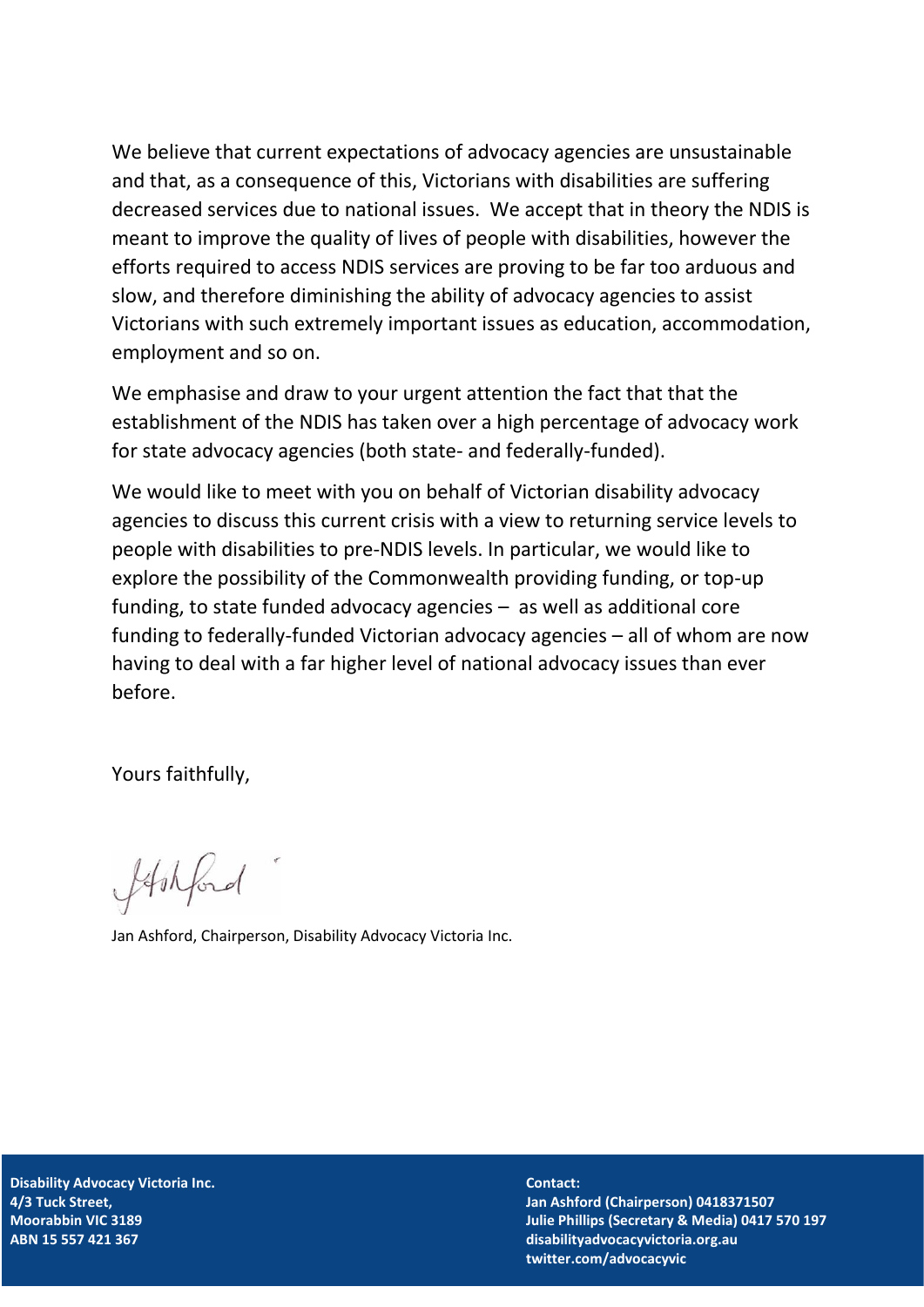We believe that current expectations of advocacy agencies are unsustainable and that, as a consequence of this, Victorians with disabilities are suffering decreased services due to national issues. We accept that in theory the NDIS is meant to improve the quality of lives of people with disabilities, however the efforts required to access NDIS services are proving to be far too arduous and slow, and therefore diminishing the ability of advocacy agencies to assist Victorians with such extremely important issues as education, accommodation, employment and so on.

We emphasise and draw to your urgent attention the fact that that the establishment of the NDIS has taken over a high percentage of advocacy work for state advocacy agencies (both state- and federally-funded).

We would like to meet with you on behalf of Victorian disability advocacy agencies to discuss this current crisis with a view to returning service levels to people with disabilities to pre-NDIS levels. In particular, we would like to explore the possibility of the Commonwealth providing funding, or top-up funding, to state funded advocacy agencies – as well as additional core funding to federally-funded Victorian advocacy agencies – all of whom are now having to deal with a far higher level of national advocacy issues than ever before.

Yours faithfully,

Jan Ashford, Chairperson, Disability Advocacy Victoria Inc.

**Disability Advocacy Victoria Inc.**
**4/3 Tuck Street,**
**Moorabbin VIC 3189**
**ABN 15 557 421 367**

**Contact:**
**Jan Ashford (Chairperson) 0418371507**
**Julie Phillips (Secretary & Media) 0417 570 197**
**disabilityadvocacyvictoria.org.au**
**twitter.com/advocacyvic**